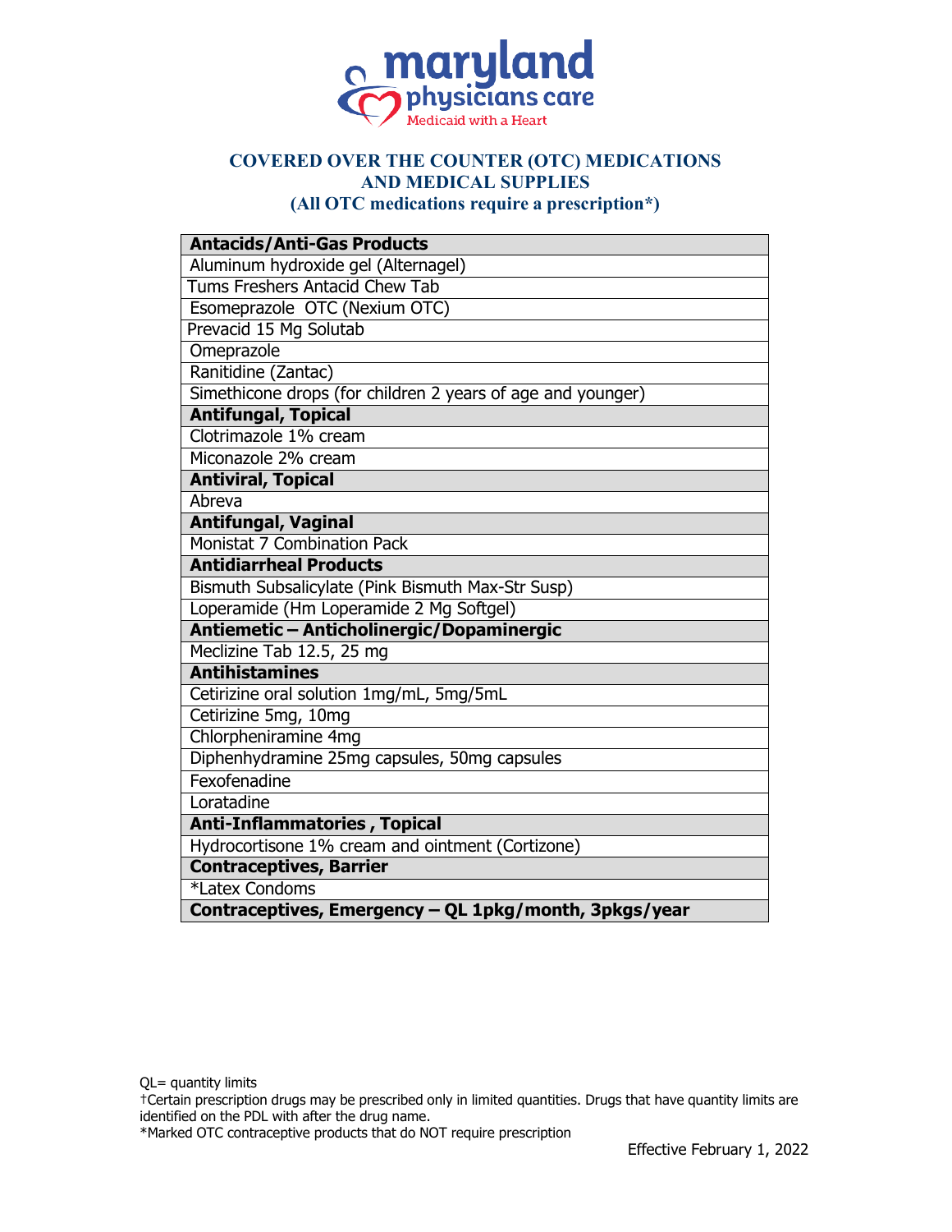# COVERED OVER THE COUNTER (OTC) MEDICATIONS AND MEDICAL SUPPLIES

**(All OTC medications require a prescription*)**

| **Antacids/Anti-Gas Products** |
|---|
| Aluminum hydroxide gel (Alternagel) |
| Tums Freshers Antacid Chew Tab |
| Esomeprazole OTC (Nexium OTC) |
| Prevacid 15 Mg Solutab |
| Omeprazole |
| Ranitidine (Zantac) |
| Simethicone drops (for children 2 years of age and younger) |
| **Antifungal, Topical** |
| Clotrimazole 1% cream |
| Miconazole 2% cream |
| **Antiviral, Topical** |
| Abreva |
| **Antifungal, Vaginal** |
| Monistat 7 Combination Pack |
| **Antidiarrheal Products** |
| Bismuth Subsalicylate (Pink Bismuth Max-Str Susp) |
| Loperamide (Hm Loperamide 2 Mg Softgel) |
| **Antiemetic – Anticholinergic/Dopaminergic** |
| Meclizine Tab 12.5, 25 mg |
| **Antihistamines** |
| Cetirizine oral solution 1mg/mL, 5mg/5mL |
| Cetirizine 5mg, 10mg |
| Chlorpheniramine 4mg |
| Diphenhydramine 25mg capsules, 50mg capsules |
| Fexofenadine |
| Loratadine |
| **Anti-Inflammatories , Topical** |
| Hydrocortisone 1% cream and ointment (Cortizone) |
| **Contraceptives, Barrier** |
| *Latex Condoms |
| **Contraceptives, Emergency – QL 1pkg/month, 3pkgs/year** |

QL= quantity limits

†Certain prescription drugs may be prescribed only in limited quantities. Drugs that have quantity limits are identified on the PDL with after the drug name.

*Marked OTC contraceptive products that do NOT require prescription

Effective February 1, 2022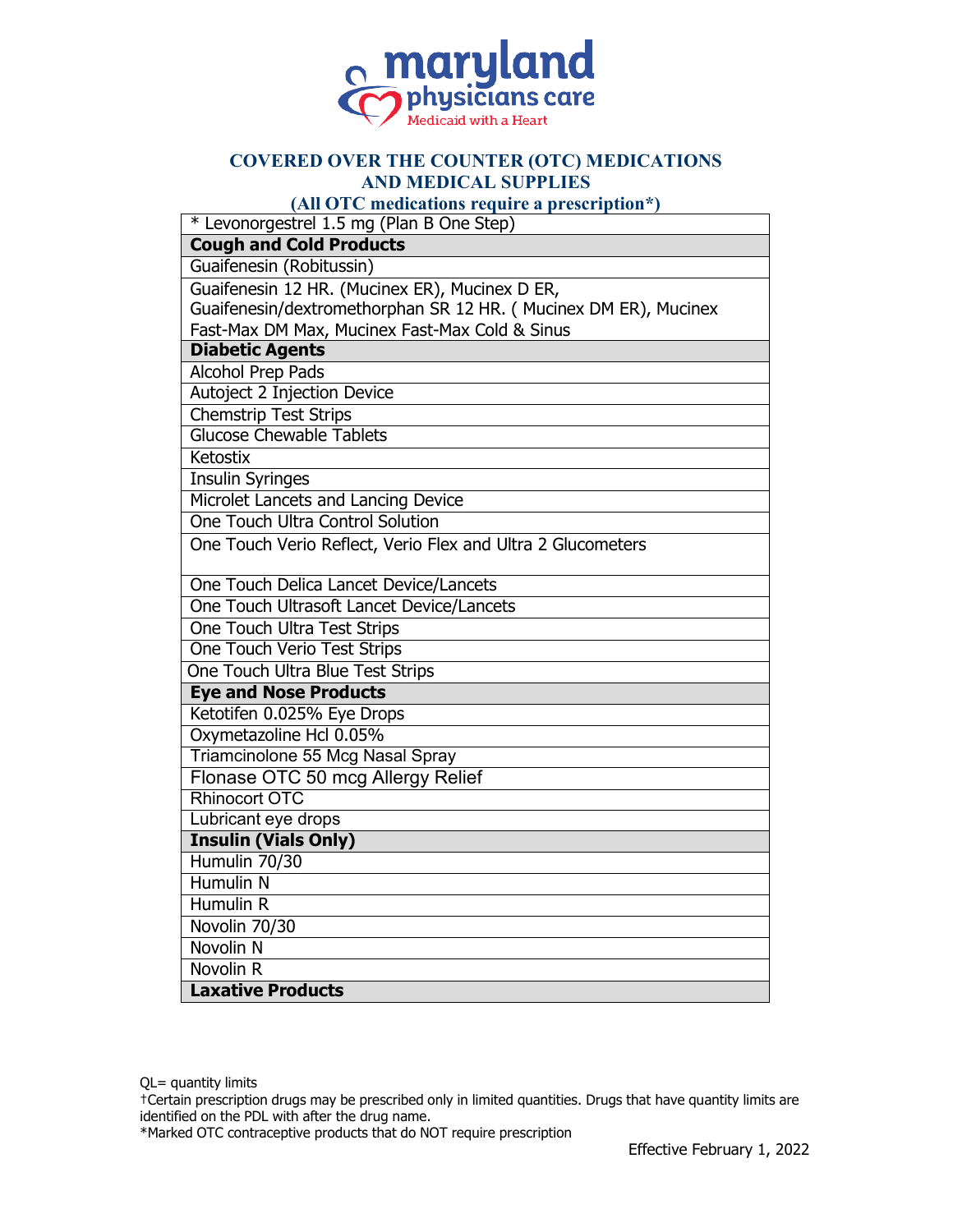## COVERED OVER THE COUNTER (OTC) MEDICATIONS AND MEDICAL SUPPLIES

**(All OTC medications require a prescription*)**

| * Levonorgestrel 1.5 mg (Plan B One Step) |
|---|
| **Cough and Cold Products** |
| Guaifenesin (Robitussin) |
| Guaifenesin 12 HR. (Mucinex ER), Mucinex D ER, Guaifenesin/dextromethorphan SR 12 HR. ( Mucinex DM ER), Mucinex Fast-Max DM Max, Mucinex Fast-Max Cold & Sinus |
| **Diabetic Agents** |
| Alcohol Prep Pads |
| Autoject 2 Injection Device |
| Chemstrip Test Strips |
| Glucose Chewable Tablets |
| Ketostix |
| Insulin Syringes |
| Microlet Lancets and Lancing Device |
| One Touch Ultra Control Solution |
| One Touch Verio Reflect, Verio Flex and Ultra 2 Glucometers |
| One Touch Delica Lancet Device/Lancets |
| One Touch Ultrasoft Lancet Device/Lancets |
| One Touch Ultra Test Strips |
| One Touch Verio Test Strips |
| One Touch Ultra Blue Test Strips |
| **Eye and Nose Products** |
| Ketotifen 0.025% Eye Drops |
| Oxymetazoline Hcl 0.05% |
| Triamcinolone 55 Mcg Nasal Spray |
| Flonase OTC 50 mcg Allergy Relief |
| Rhinocort OTC |
| Lubricant eye drops |
| **Insulin (Vials Only)** |
| Humulin 70/30 |
| Humulin N |
| Humulin R |
| Novolin 70/30 |
| Novolin N |
| Novolin R |
| **Laxative Products** |

QL= quantity limits

†Certain prescription drugs may be prescribed only in limited quantities. Drugs that have quantity limits are identified on the PDL with after the drug name.

*Marked OTC contraceptive products that do NOT require prescription

Effective February 1, 2022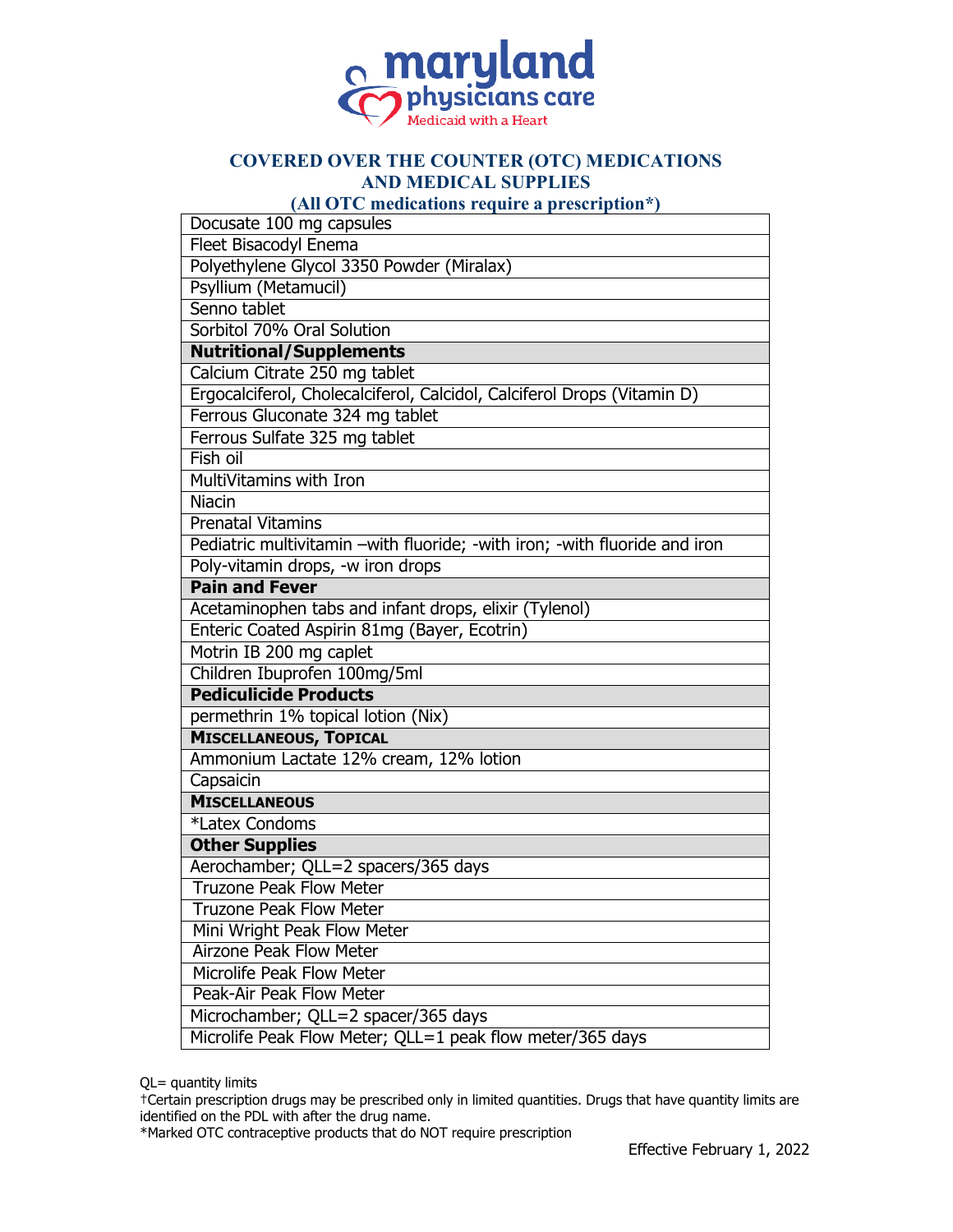maryland physicians care
Medicaid with a Heart

## COVERED OVER THE COUNTER (OTC) MEDICATIONS AND MEDICAL SUPPLIES

**(All OTC medications require a prescription*)**

| |
|---|
| Docusate 100 mg capsules |
| Fleet Bisacodyl Enema |
| Polyethylene Glycol 3350 Powder (Miralax) |
| Psyllium (Metamucil) |
| Senno tablet |
| Sorbitol 70% Oral Solution |
| **Nutritional/Supplements** |
| Calcium Citrate 250 mg tablet |
| Ergocalciferol, Cholecalciferol, Calcidol, Calciferol Drops (Vitamin D) |
| Ferrous Gluconate 324 mg tablet |
| Ferrous Sulfate 325 mg tablet |
| Fish oil |
| MultiVitamins with Iron |
| Niacin |
| Prenatal Vitamins |
| Pediatric multivitamin –with fluoride; -with iron; -with fluoride and iron |
| Poly-vitamin drops, -w iron drops |
| **Pain and Fever** |
| Acetaminophen tabs and infant drops, elixir (Tylenol) |
| Enteric Coated Aspirin 81mg (Bayer, Ecotrin) |
| Motrin IB 200 mg caplet |
| Children Ibuprofen 100mg/5ml |
| **Pediculicide Products** |
| permethrin 1% topical lotion (Nix) |
| **MISCELLANEOUS, TOPICAL** |
| Ammonium Lactate 12% cream, 12% lotion |
| Capsaicin |
| **MISCELLANEOUS** |
| *Latex Condoms |
| **Other Supplies** |
| Aerochamber; QLL=2 spacers/365 days |
| Truzone Peak Flow Meter |
| Truzone Peak Flow Meter |
| Mini Wright Peak Flow Meter |
| Airzone Peak Flow Meter |
| Microlife Peak Flow Meter |
| Peak-Air Peak Flow Meter |
| Microchamber; QLL=2 spacer/365 days |
| Microlife Peak Flow Meter; QLL=1 peak flow meter/365 days |

QL= quantity limits

†Certain prescription drugs may be prescribed only in limited quantities. Drugs that have quantity limits are identified on the PDL with after the drug name.

*Marked OTC contraceptive products that do NOT require prescription

Effective February 1, 2022